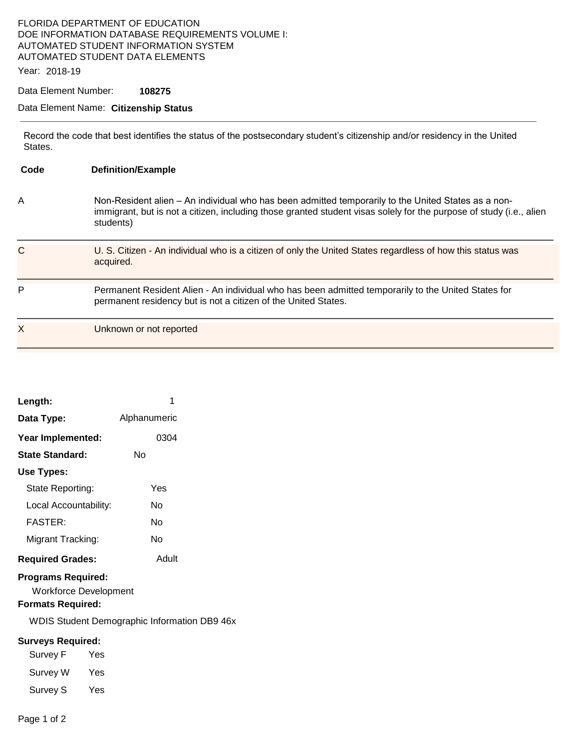FLORIDA DEPARTMENT OF EDUCATION
DOE INFORMATION DATABASE REQUIREMENTS VOLUME I:
AUTOMATED STUDENT INFORMATION SYSTEM
AUTOMATED STUDENT DATA ELEMENTS

Year: 2018-19

Data Element Number: **108275**

Data Element Name: **Citizenship Status**

---

Record the code that best identifies the status of the postsecondary student's citizenship and/or residency in the United States.

| Code | Definition/Example |
|---|---|
| A | Non-Resident alien – An individual who has been admitted temporarily to the United States as a non-immigrant, but is not a citizen, including those granted student visas solely for the purpose of study (i.e., alien students) |
| C | U. S. Citizen - An individual who is a citizen of only the United States regardless of how this status was acquired. |
| P | Permanent Resident Alien - An individual who has been admitted temporarily to the United States for permanent residency but is not a citizen of the United States. |
| X | Unknown or not reported |

**Length:** 1

**Data Type:** Alphanumeric

**Year Implemented:** 0304

**State Standard:** No

**Use Types:**

- State Reporting: Yes
- Local Accountability: No
- FASTER: No
- Migrant Tracking: No

**Required Grades:** Adult

**Programs Required:**

Workforce Development

**Formats Required:**

WDIS Student Demographic Information DB9 46x

**Surveys Required:**

- Survey F Yes
- Survey W Yes
- Survey S Yes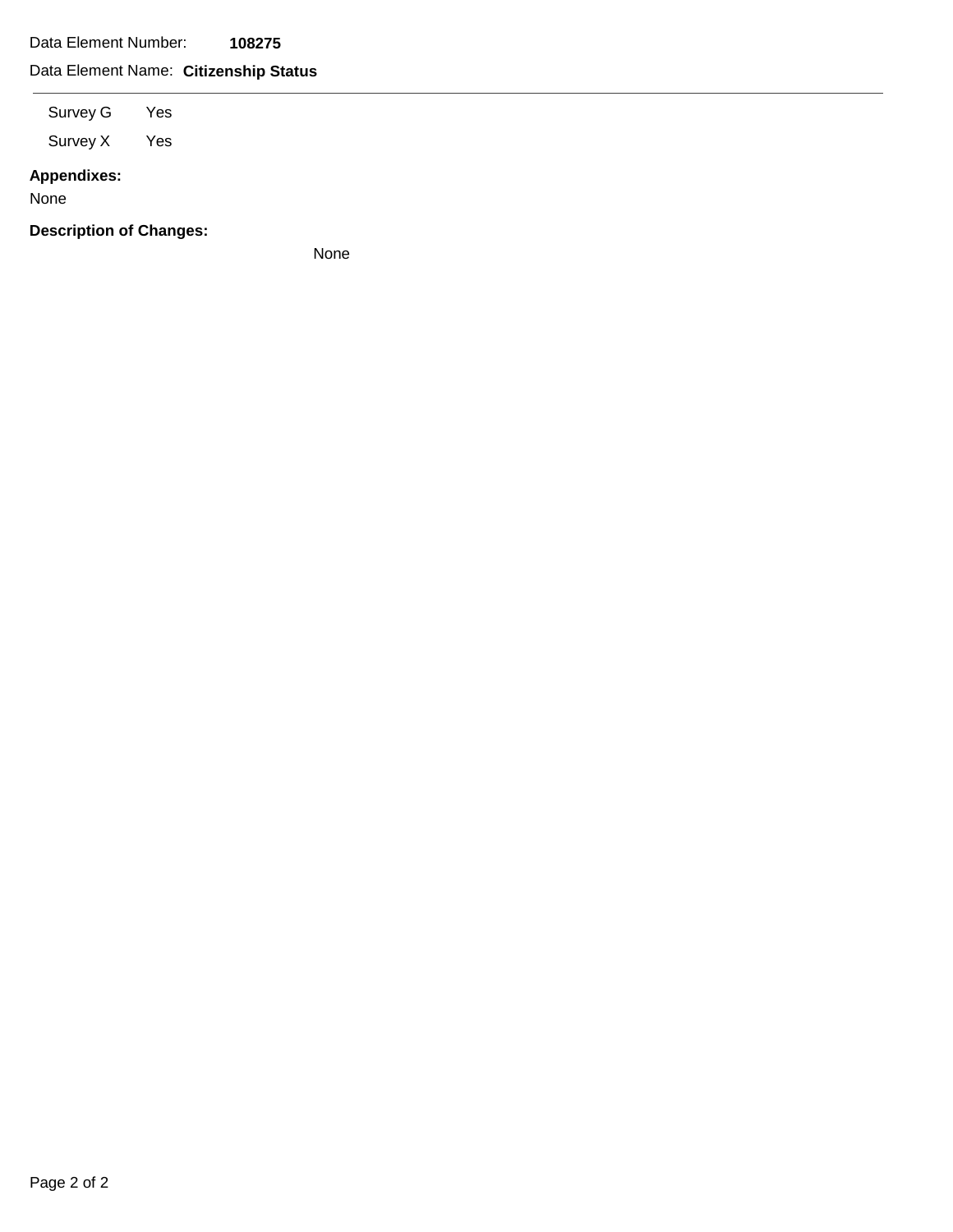Data Element Number: **108275**

Data Element Name: **Citizenship Status**

---

| | |
|---|---|
| Survey G | Yes |
| Survey X | Yes |

**Appendixes:**

None

**Description of Changes:**

None